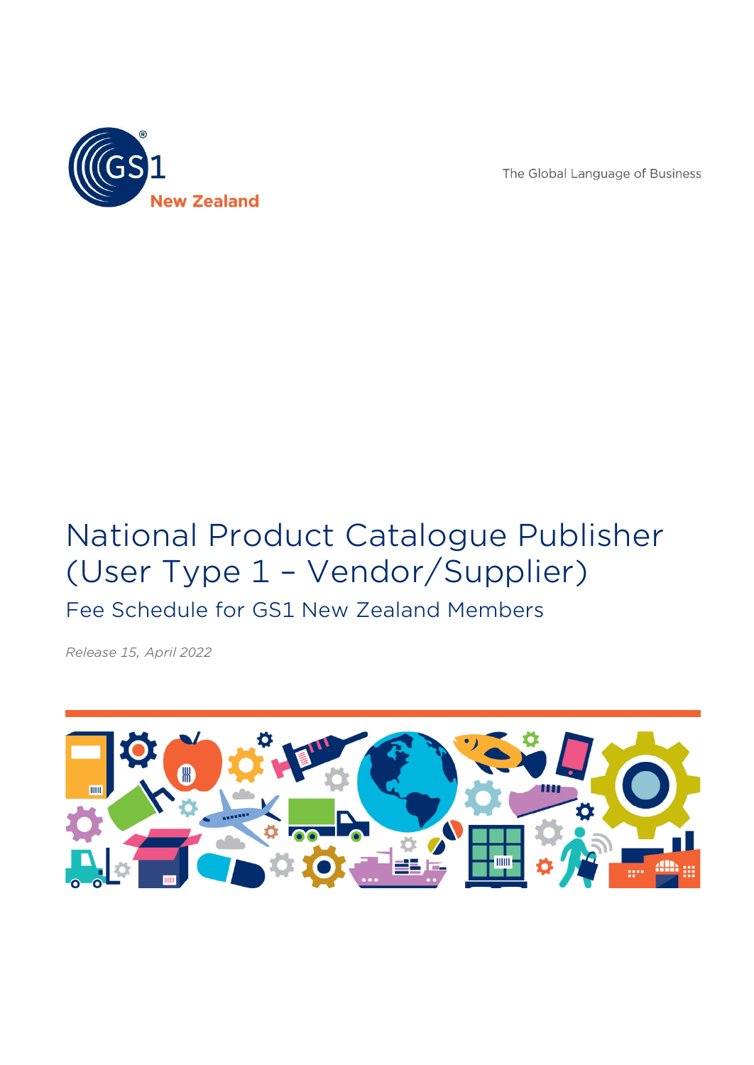GS1 New Zealand

The Global Language of Business

# National Product Catalogue Publisher (User Type 1 – Vendor/Supplier)

## Fee Schedule for GS1 New Zealand Members

*Release 15, April 2022*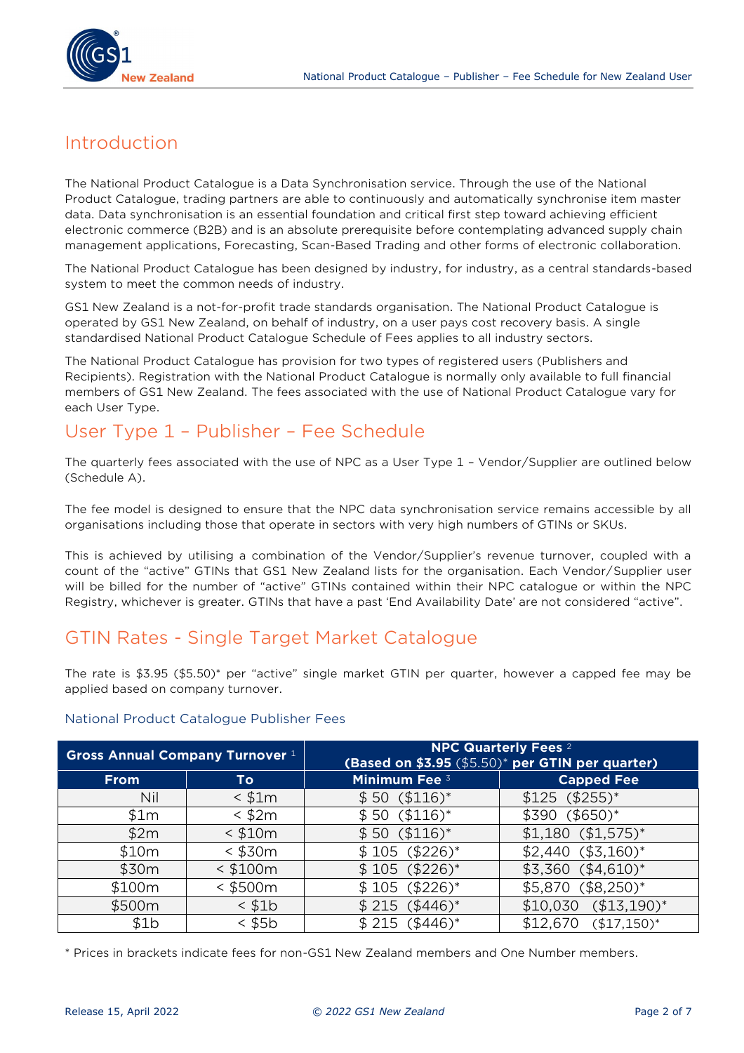# Introduction

The National Product Catalogue is a Data Synchronisation service. Through the use of the National Product Catalogue, trading partners are able to continuously and automatically synchronise item master data. Data synchronisation is an essential foundation and critical first step toward achieving efficient electronic commerce (B2B) and is an absolute prerequisite before contemplating advanced supply chain management applications, Forecasting, Scan-Based Trading and other forms of electronic collaboration.

The National Product Catalogue has been designed by industry, for industry, as a central standards-based system to meet the common needs of industry.

GS1 New Zealand is a not-for-profit trade standards organisation. The National Product Catalogue is operated by GS1 New Zealand, on behalf of industry, on a user pays cost recovery basis. A single standardised National Product Catalogue Schedule of Fees applies to all industry sectors.

The National Product Catalogue has provision for two types of registered users (Publishers and Recipients). Registration with the National Product Catalogue is normally only available to full financial members of GS1 New Zealand. The fees associated with the use of National Product Catalogue vary for each User Type.

# User Type 1 – Publisher – Fee Schedule

The quarterly fees associated with the use of NPC as a User Type 1 – Vendor/Supplier are outlined below (Schedule A).

The fee model is designed to ensure that the NPC data synchronisation service remains accessible by all organisations including those that operate in sectors with very high numbers of GTINs or SKUs.

This is achieved by utilising a combination of the Vendor/Supplier's revenue turnover, coupled with a count of the "active" GTINs that GS1 New Zealand lists for the organisation. Each Vendor/Supplier user will be billed for the number of "active" GTINs contained within their NPC catalogue or within the NPC Registry, whichever is greater. GTINs that have a past 'End Availability Date' are not considered "active".

# GTIN Rates - Single Target Market Catalogue

The rate is $3.95 ($5.50)* per "active" single market GTIN per quarter, however a capped fee may be applied based on company turnover.

## National Product Catalogue Publisher Fees

| Gross Annual Company Turnover [1] | | NPC Quarterly Fees [2] (Based on $3.95 ($5.50)* per GTIN per quarter) | |
|---|---|---|---|
| **From** | **To** | **Minimum Fee [3]** | **Capped Fee** |
| Nil | < $1m | $ 50 ($116)* | $125 ($255)* |
| $1m | < $2m | $ 50 ($116)* | $390 ($650)* |
| $2m | < $10m | $ 50 ($116)* | $1,180 ($1,575)* |
| $10m | < $30m | $ 105 ($226)* | $2,440 ($3,160)* |
| $30m | < $100m | $ 105 ($226)* | $3,360 ($4,610)* |
| $100m | < $500m | $ 105 ($226)* | $5,870 ($8,250)* |
| $500m | < $1b | $ 215 ($446)* | $10,030 ($13,190)* |
| $1b | < $5b | $ 215 ($446)* | $12,670 ($17,150)* |

* Prices in brackets indicate fees for non-GS1 New Zealand members and One Number members.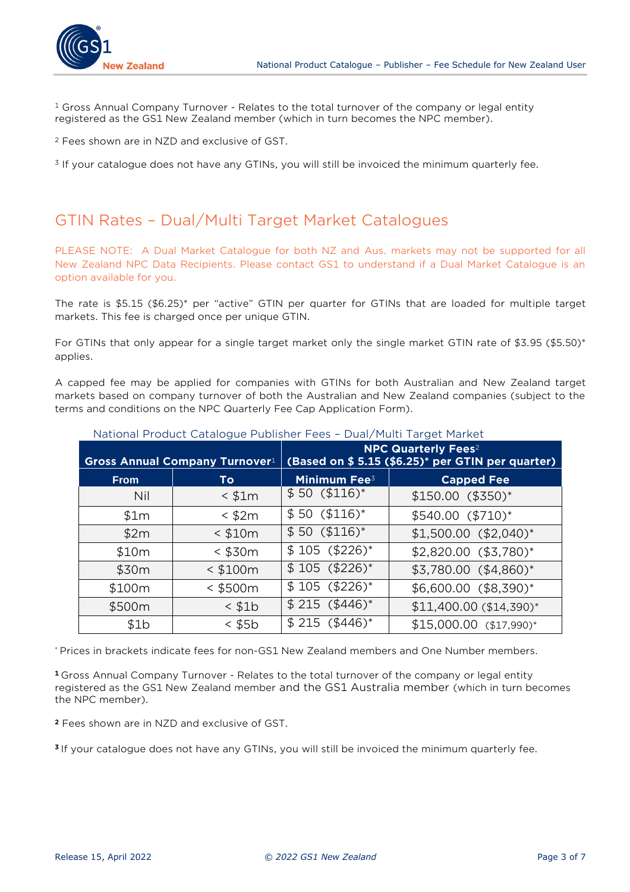[1] Gross Annual Company Turnover - Relates to the total turnover of the company or legal entity registered as the GS1 New Zealand member (which in turn becomes the NPC member).

[2] Fees shown are in NZD and exclusive of GST.

[3] If your catalogue does not have any GTINs, you will still be invoiced the minimum quarterly fee.

## GTIN Rates – Dual/Multi Target Market Catalogues

PLEASE NOTE: A Dual Market Catalogue for both NZ and Aus. markets may not be supported for all New Zealand NPC Data Recipients. Please contact GS1 to understand if a Dual Market Catalogue is an option available for you.

The rate is $5.15 ($6.25)* per "active" GTIN per quarter for GTINs that are loaded for multiple target markets. This fee is charged once per unique GTIN.

For GTINs that only appear for a single target market only the single market GTIN rate of $3.95 ($5.50)* applies.

A capped fee may be applied for companies with GTINs for both Australian and New Zealand target markets based on company turnover of both the Australian and New Zealand companies (subject to the terms and conditions on the NPC Quarterly Fee Cap Application Form).

National Product Catalogue Publisher Fees – Dual/Multi Target Market

| **Gross Annual Company Turnover**[1] | | **NPC Quarterly Fees**[2] **(Based on $ 5.15 ($6.25)* per GTIN per quarter)** | |
|---|---|---|---|
| **From** | **To** | **Minimum Fee**[3] | **Capped Fee** |
| Nil | < $1m | $ 50 ($116)* | $150.00 ($350)* |
| $1m | < $2m | $ 50 ($116)* | $540.00 ($710)* |
| $2m | < $10m | $ 50 ($116)* | $1,500.00 ($2,040)* |
| $10m | < $30m | $ 105 ($226)* | $2,820.00 ($3,780)* |
| $30m | < $100m | $ 105 ($226)* | $3,780.00 ($4,860)* |
| $100m | < $500m | $ 105 ($226)* | $6,600.00 ($8,390)* |
| $500m | < $1b | $ 215 ($446)* | $11,400.00 ($14,390)* |
| $1b | < $5b | $ 215 ($446)* | $15,000.00 ($17,990)* |

* Prices in brackets indicate fees for non-GS1 New Zealand members and One Number members.

**[1]** Gross Annual Company Turnover - Relates to the total turnover of the company or legal entity registered as the GS1 New Zealand member and the GS1 Australia member (which in turn becomes the NPC member).

**[2]** Fees shown are in NZD and exclusive of GST.

**[3]** If your catalogue does not have any GTINs, you will still be invoiced the minimum quarterly fee.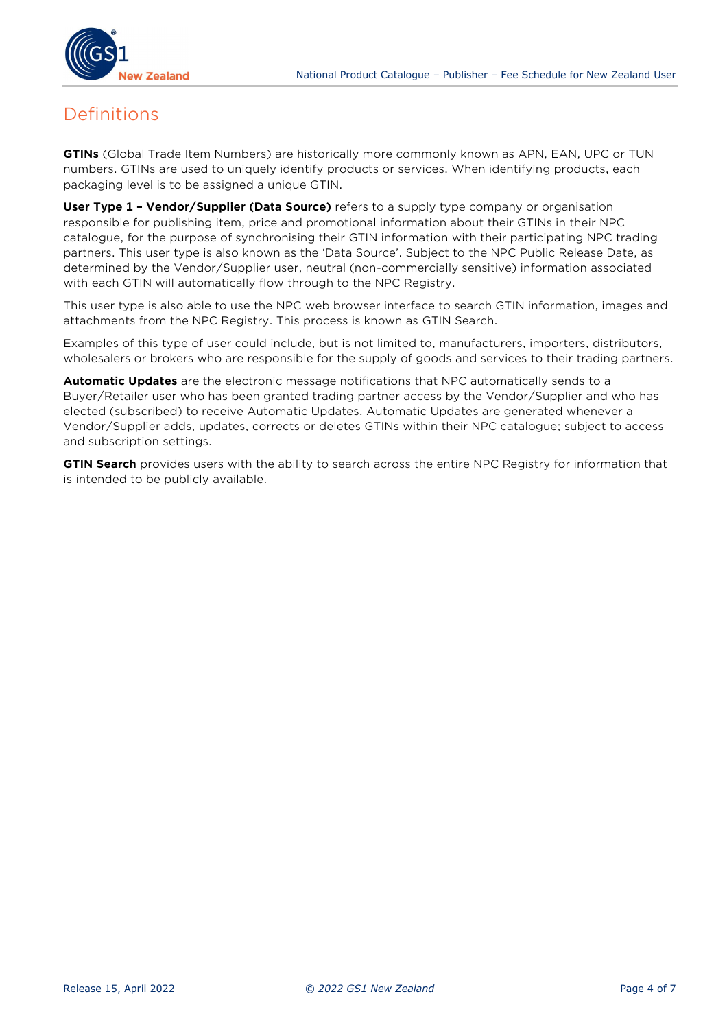# Definitions

**GTINs** (Global Trade Item Numbers) are historically more commonly known as APN, EAN, UPC or TUN numbers. GTINs are used to uniquely identify products or services. When identifying products, each packaging level is to be assigned a unique GTIN.

**User Type 1 – Vendor/Supplier (Data Source)** refers to a supply type company or organisation responsible for publishing item, price and promotional information about their GTINs in their NPC catalogue, for the purpose of synchronising their GTIN information with their participating NPC trading partners. This user type is also known as the 'Data Source'. Subject to the NPC Public Release Date, as determined by the Vendor/Supplier user, neutral (non-commercially sensitive) information associated with each GTIN will automatically flow through to the NPC Registry.

This user type is also able to use the NPC web browser interface to search GTIN information, images and attachments from the NPC Registry. This process is known as GTIN Search.

Examples of this type of user could include, but is not limited to, manufacturers, importers, distributors, wholesalers or brokers who are responsible for the supply of goods and services to their trading partners.

**Automatic Updates** are the electronic message notifications that NPC automatically sends to a Buyer/Retailer user who has been granted trading partner access by the Vendor/Supplier and who has elected (subscribed) to receive Automatic Updates. Automatic Updates are generated whenever a Vendor/Supplier adds, updates, corrects or deletes GTINs within their NPC catalogue; subject to access and subscription settings.

**GTIN Search** provides users with the ability to search across the entire NPC Registry for information that is intended to be publicly available.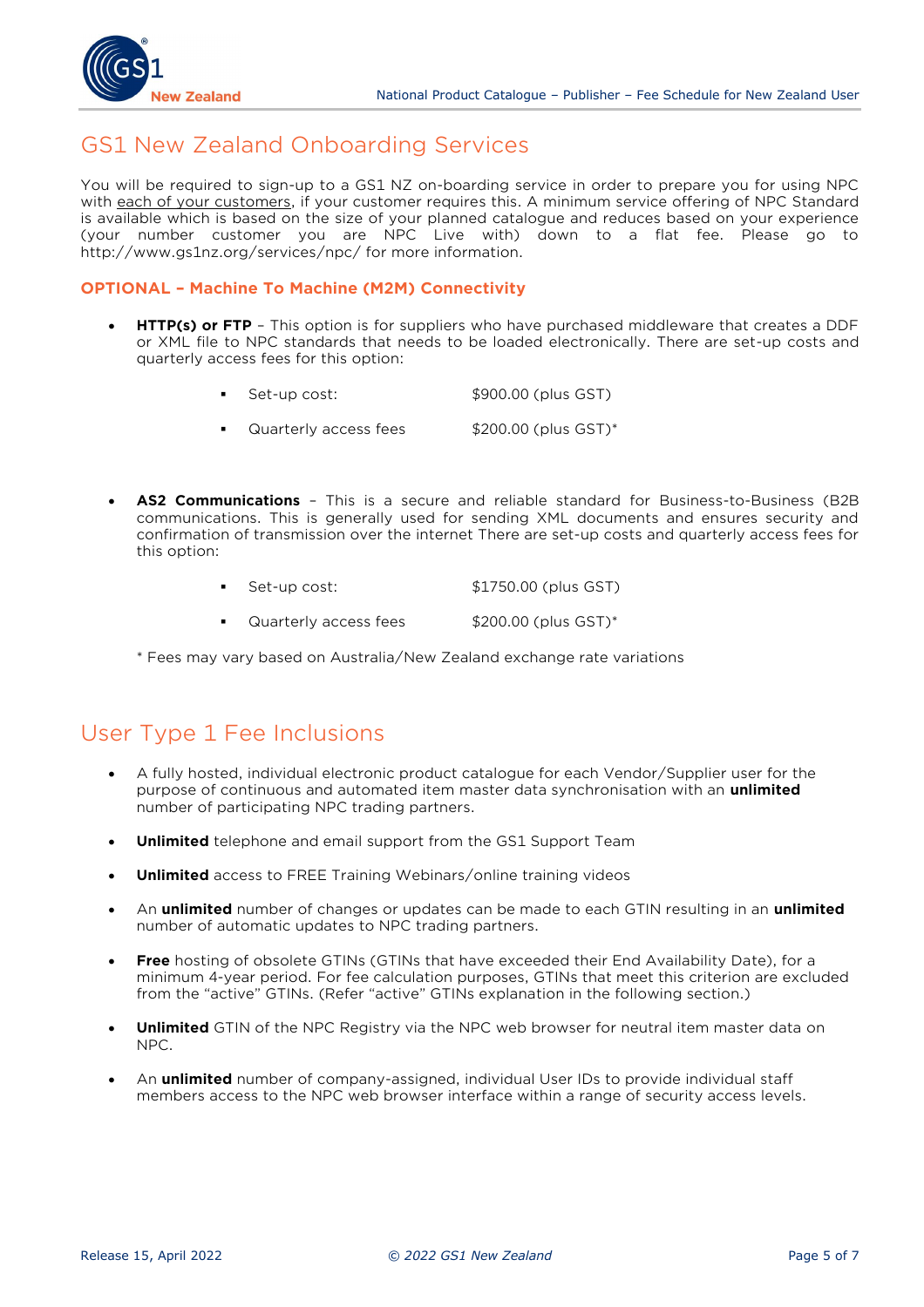## GS1 New Zealand Onboarding Services

You will be required to sign-up to a GS1 NZ on-boarding service in order to prepare you for using NPC with each of your customers, if your customer requires this. A minimum service offering of NPC Standard is available which is based on the size of your planned catalogue and reduces based on your experience (your number customer you are NPC Live with) down to a flat fee. Please go to http://www.gs1nz.org/services/npc/ for more information.

### OPTIONAL – Machine To Machine (M2M) Connectivity

- **HTTP(s) or FTP** – This option is for suppliers who have purchased middleware that creates a DDF or XML file to NPC standards that needs to be loaded electronically. There are set-up costs and quarterly access fees for this option:
  - Set-up cost: $900.00 (plus GST)
  - Quarterly access fees $200.00 (plus GST)*

- **AS2 Communications** – This is a secure and reliable standard for Business-to-Business (B2B communications. This is generally used for sending XML documents and ensures security and confirmation of transmission over the internet There are set-up costs and quarterly access fees for this option:
  - Set-up cost: $1750.00 (plus GST)
  - Quarterly access fees $200.00 (plus GST)*

  * Fees may vary based on Australia/New Zealand exchange rate variations

## User Type 1 Fee Inclusions

- A fully hosted, individual electronic product catalogue for each Vendor/Supplier user for the purpose of continuous and automated item master data synchronisation with an **unlimited** number of participating NPC trading partners.
- **Unlimited** telephone and email support from the GS1 Support Team
- **Unlimited** access to FREE Training Webinars/online training videos
- An **unlimited** number of changes or updates can be made to each GTIN resulting in an **unlimited** number of automatic updates to NPC trading partners.
- **Free** hosting of obsolete GTINs (GTINs that have exceeded their End Availability Date), for a minimum 4-year period. For fee calculation purposes, GTINs that meet this criterion are excluded from the "active" GTINs. (Refer "active" GTINs explanation in the following section.)
- **Unlimited** GTIN of the NPC Registry via the NPC web browser for neutral item master data on NPC.
- An **unlimited** number of company-assigned, individual User IDs to provide individual staff members access to the NPC web browser interface within a range of security access levels.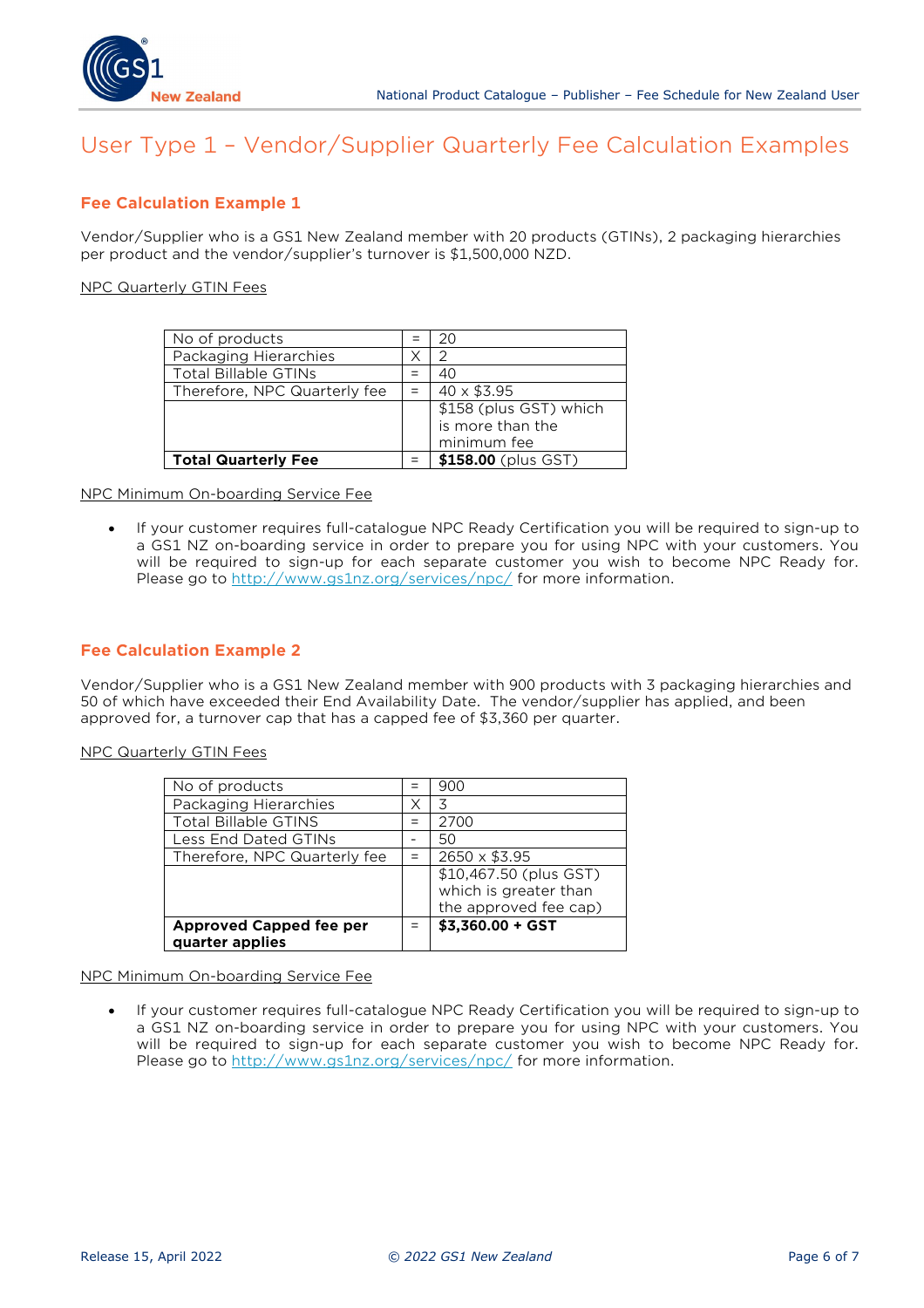# User Type 1 – Vendor/Supplier Quarterly Fee Calculation Examples

## Fee Calculation Example 1

Vendor/Supplier who is a GS1 New Zealand member with 20 products (GTINs), 2 packaging hierarchies per product and the vendor/supplier's turnover is $1,500,000 NZD.

<u>NPC Quarterly GTIN Fees</u>

| | | |
|---|---|---|
| No of products | = | 20 |
| Packaging Hierarchies | X | 2 |
| Total Billable GTINs | = | 40 |
| Therefore, NPC Quarterly fee | = | 40 x $3.95 |
| | | $158 (plus GST) which is more than the minimum fee |
| **Total Quarterly Fee** | = | **$158.00** (plus GST) |

<u>NPC Minimum On-boarding Service Fee</u>

- If your customer requires full-catalogue NPC Ready Certification you will be required to sign-up to a GS1 NZ on-boarding service in order to prepare you for using NPC with your customers. You will be required to sign-up for each separate customer you wish to become NPC Ready for. Please go to http://www.gs1nz.org/services/npc/ for more information.

## Fee Calculation Example 2

Vendor/Supplier who is a GS1 New Zealand member with 900 products with 3 packaging hierarchies and 50 of which have exceeded their End Availability Date. The vendor/supplier has applied, and been approved for, a turnover cap that has a capped fee of $3,360 per quarter.

<u>NPC Quarterly GTIN Fees</u>

| | | |
|---|---|---|
| No of products | = | 900 |
| Packaging Hierarchies | X | 3 |
| Total Billable GTINS | = | 2700 |
| Less End Dated GTINs | - | 50 |
| Therefore, NPC Quarterly fee | = | 2650 x $3.95 |
| | | $10,467.50 (plus GST) which is greater than the approved fee cap) |
| **Approved Capped fee per quarter applies** | = | **$3,360.00 + GST** |

<u>NPC Minimum On-boarding Service Fee</u>

- If your customer requires full-catalogue NPC Ready Certification you will be required to sign-up to a GS1 NZ on-boarding service in order to prepare you for using NPC with your customers. You will be required to sign-up for each separate customer you wish to become NPC Ready for. Please go to http://www.gs1nz.org/services/npc/ for more information.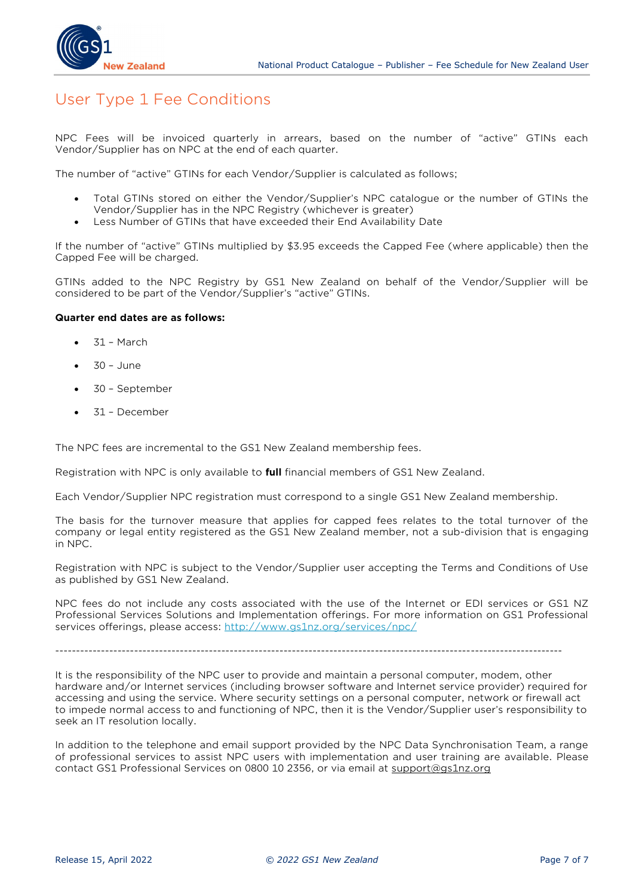# User Type 1 Fee Conditions

NPC Fees will be invoiced quarterly in arrears, based on the number of "active" GTINs each Vendor/Supplier has on NPC at the end of each quarter.

The number of "active" GTINs for each Vendor/Supplier is calculated as follows;

- Total GTINs stored on either the Vendor/Supplier's NPC catalogue or the number of GTINs the Vendor/Supplier has in the NPC Registry (whichever is greater)
- Less Number of GTINs that have exceeded their End Availability Date

If the number of "active" GTINs multiplied by $3.95 exceeds the Capped Fee (where applicable) then the Capped Fee will be charged.

GTINs added to the NPC Registry by GS1 New Zealand on behalf of the Vendor/Supplier will be considered to be part of the Vendor/Supplier's "active" GTINs.

**Quarter end dates are as follows:**

- 31 – March
- 30 – June
- 30 – September
- 31 – December

The NPC fees are incremental to the GS1 New Zealand membership fees.

Registration with NPC is only available to **full** financial members of GS1 New Zealand.

Each Vendor/Supplier NPC registration must correspond to a single GS1 New Zealand membership.

The basis for the turnover measure that applies for capped fees relates to the total turnover of the company or legal entity registered as the GS1 New Zealand member, not a sub-division that is engaging in NPC.

Registration with NPC is subject to the Vendor/Supplier user accepting the Terms and Conditions of Use as published by GS1 New Zealand.

NPC fees do not include any costs associated with the use of the Internet or EDI services or GS1 NZ Professional Services Solutions and Implementation offerings. For more information on GS1 Professional services offerings, please access: http://www.gs1nz.org/services/npc/

---

It is the responsibility of the NPC user to provide and maintain a personal computer, modem, other hardware and/or Internet services (including browser software and Internet service provider) required for accessing and using the service. Where security settings on a personal computer, network or firewall act to impede normal access to and functioning of NPC, then it is the Vendor/Supplier user's responsibility to seek an IT resolution locally.

In addition to the telephone and email support provided by the NPC Data Synchronisation Team, a range of professional services to assist NPC users with implementation and user training are available. Please contact GS1 Professional Services on 0800 10 2356, or via email at support@gs1nz.org